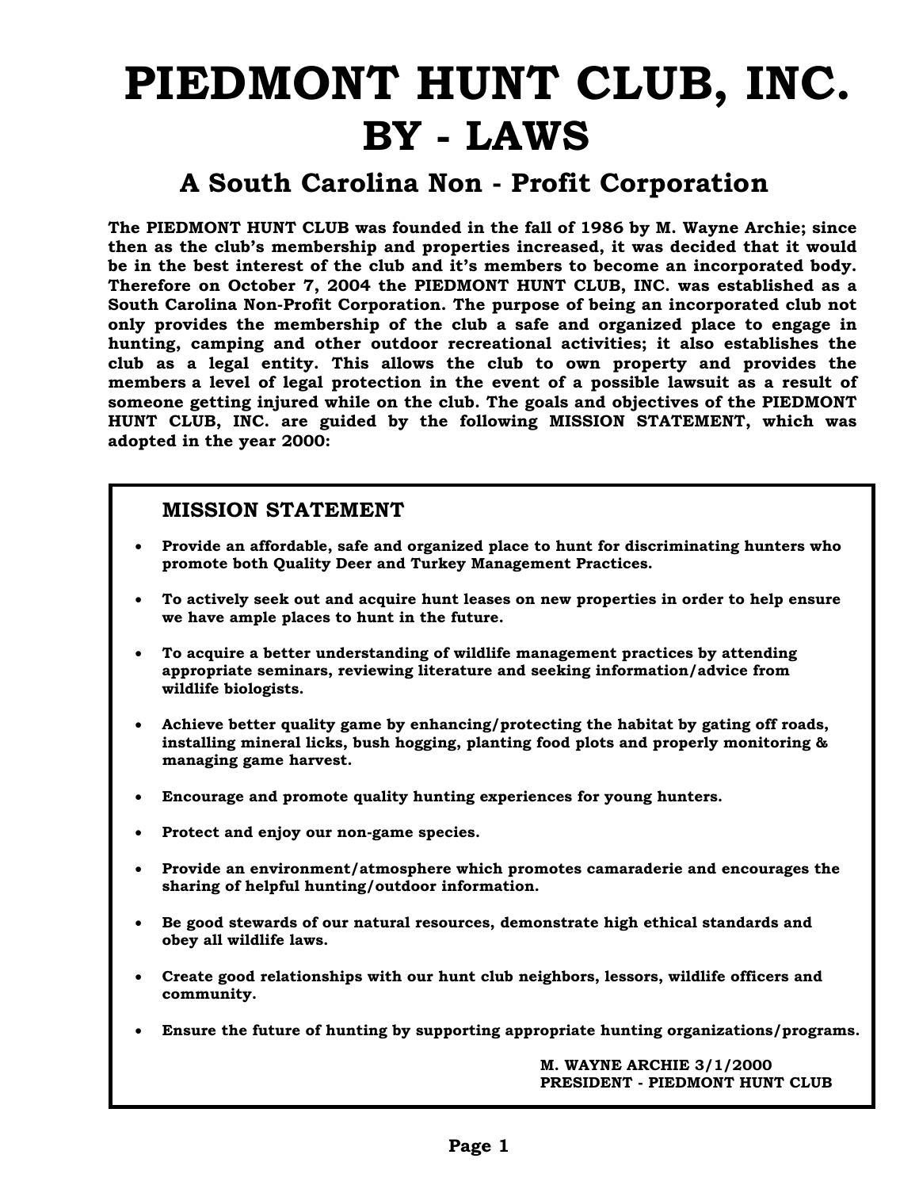# PIEDMONT HUNT CLUB, INC.
# BY - LAWS

## A South Carolina Non - Profit Corporation

**The PIEDMONT HUNT CLUB was founded in the fall of 1986 by M. Wayne Archie; since then as the club's membership and properties increased, it was decided that it would be in the best interest of the club and it's members to become an incorporated body. Therefore on October 7, 2004 the PIEDMONT HUNT CLUB, INC. was established as a South Carolina Non-Profit Corporation. The purpose of being an incorporated club not only provides the membership of the club a safe and organized place to engage in hunting, camping and other outdoor recreational activities; it also establishes the club as a legal entity. This allows the club to own property and provides the members a level of legal protection in the event of a possible lawsuit as a result of someone getting injured while on the club. The goals and objectives of the PIEDMONT HUNT CLUB, INC. are guided by the following MISSION STATEMENT, which was adopted in the year 2000:**

### MISSION STATEMENT

- **Provide an affordable, safe and organized place to hunt for discriminating hunters who promote both Quality Deer and Turkey Management Practices.**
- **To actively seek out and acquire hunt leases on new properties in order to help ensure we have ample places to hunt in the future.**
- **To acquire a better understanding of wildlife management practices by attending appropriate seminars, reviewing literature and seeking information/advice from wildlife biologists.**
- **Achieve better quality game by enhancing/protecting the habitat by gating off roads, installing mineral licks, bush hogging, planting food plots and properly monitoring & managing game harvest.**
- **Encourage and promote quality hunting experiences for young hunters.**
- **Protect and enjoy our non-game species.**
- **Provide an environment/atmosphere which promotes camaraderie and encourages the sharing of helpful hunting/outdoor information.**
- **Be good stewards of our natural resources, demonstrate high ethical standards and obey all wildlife laws.**
- **Create good relationships with our hunt club neighbors, lessors, wildlife officers and community.**
- **Ensure the future of hunting by supporting appropriate hunting organizations/programs.**

**M. WAYNE ARCHIE 3/1/2000**
**PRESIDENT - PIEDMONT HUNT CLUB**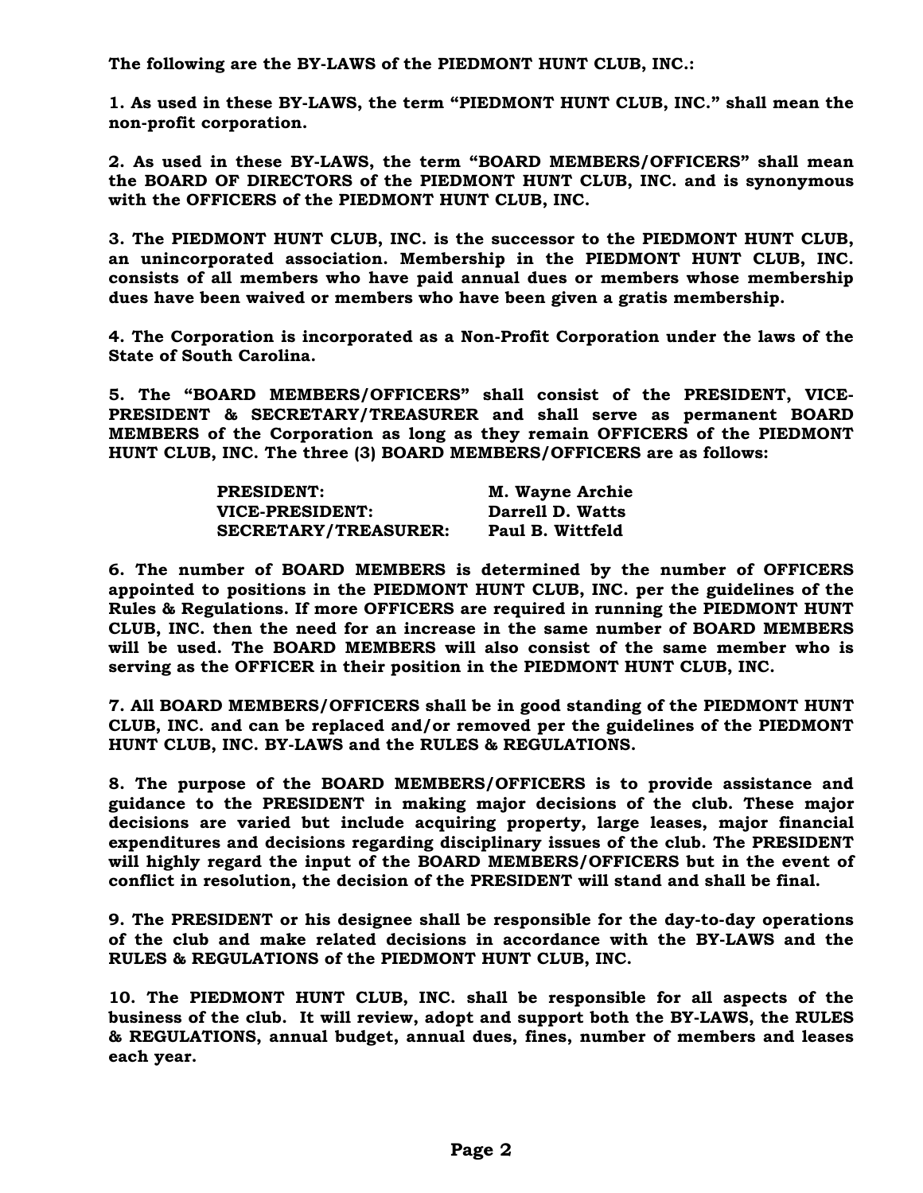**The following are the BY-LAWS of the PIEDMONT HUNT CLUB, INC.:**

**1. As used in these BY-LAWS, the term "PIEDMONT HUNT CLUB, INC." shall mean the non-profit corporation.**

**2. As used in these BY-LAWS, the term "BOARD MEMBERS/OFFICERS" shall mean the BOARD OF DIRECTORS of the PIEDMONT HUNT CLUB, INC. and is synonymous with the OFFICERS of the PIEDMONT HUNT CLUB, INC.**

**3. The PIEDMONT HUNT CLUB, INC. is the successor to the PIEDMONT HUNT CLUB, an unincorporated association. Membership in the PIEDMONT HUNT CLUB, INC. consists of all members who have paid annual dues or members whose membership dues have been waived or members who have been given a gratis membership.**

**4. The Corporation is incorporated as a Non-Profit Corporation under the laws of the State of South Carolina.**

**5. The "BOARD MEMBERS/OFFICERS" shall consist of the PRESIDENT, VICE-PRESIDENT & SECRETARY/TREASURER and shall serve as permanent BOARD MEMBERS of the Corporation as long as they remain OFFICERS of the PIEDMONT HUNT CLUB, INC. The three (3) BOARD MEMBERS/OFFICERS are as follows:**

| | |
|---|---|
| **PRESIDENT:** | **M. Wayne Archie** |
| **VICE-PRESIDENT:** | **Darrell D. Watts** |
| **SECRETARY/TREASURER:** | **Paul B. Wittfeld** |

**6. The number of BOARD MEMBERS is determined by the number of OFFICERS appointed to positions in the PIEDMONT HUNT CLUB, INC. per the guidelines of the Rules & Regulations. If more OFFICERS are required in running the PIEDMONT HUNT CLUB, INC. then the need for an increase in the same number of BOARD MEMBERS will be used. The BOARD MEMBERS will also consist of the same member who is serving as the OFFICER in their position in the PIEDMONT HUNT CLUB, INC.**

**7. All BOARD MEMBERS/OFFICERS shall be in good standing of the PIEDMONT HUNT CLUB, INC. and can be replaced and/or removed per the guidelines of the PIEDMONT HUNT CLUB, INC. BY-LAWS and the RULES & REGULATIONS.**

**8. The purpose of the BOARD MEMBERS/OFFICERS is to provide assistance and guidance to the PRESIDENT in making major decisions of the club. These major decisions are varied but include acquiring property, large leases, major financial expenditures and decisions regarding disciplinary issues of the club. The PRESIDENT will highly regard the input of the BOARD MEMBERS/OFFICERS but in the event of conflict in resolution, the decision of the PRESIDENT will stand and shall be final.**

**9. The PRESIDENT or his designee shall be responsible for the day-to-day operations of the club and make related decisions in accordance with the BY-LAWS and the RULES & REGULATIONS of the PIEDMONT HUNT CLUB, INC.**

**10. The PIEDMONT HUNT CLUB, INC. shall be responsible for all aspects of the business of the club. It will review, adopt and support both the BY-LAWS, the RULES & REGULATIONS, annual budget, annual dues, fines, number of members and leases each year.**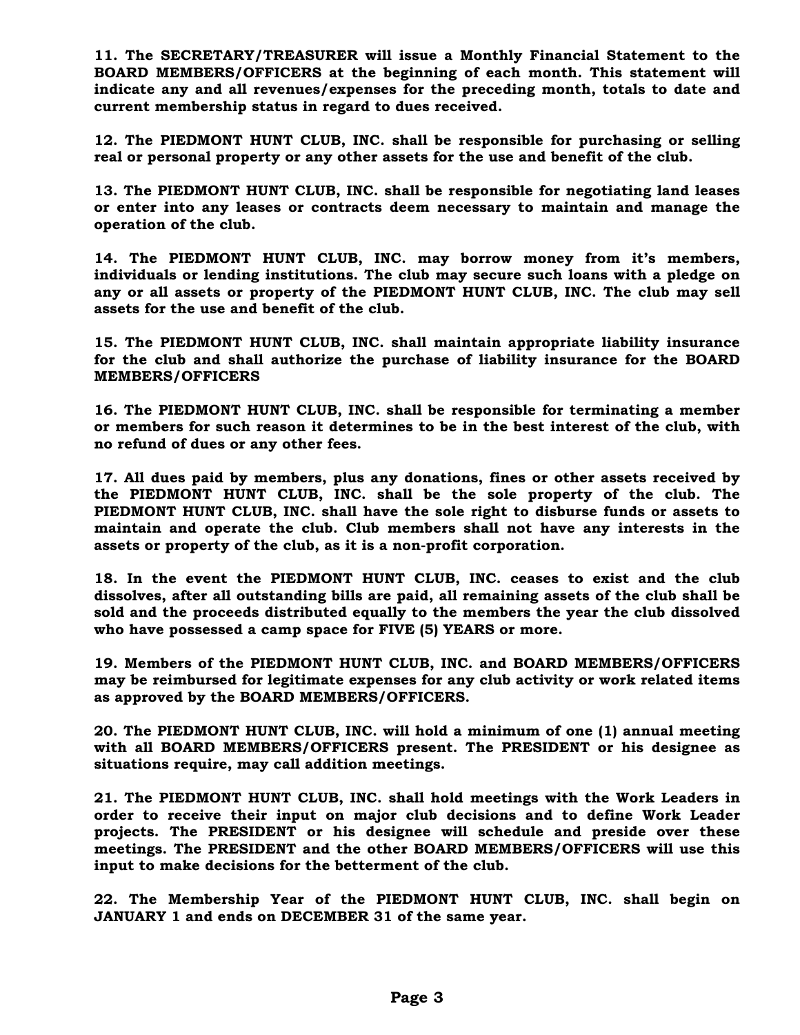**11. The SECRETARY/TREASURER will issue a Monthly Financial Statement to the BOARD MEMBERS/OFFICERS at the beginning of each month. This statement will indicate any and all revenues/expenses for the preceding month, totals to date and current membership status in regard to dues received.**

**12. The PIEDMONT HUNT CLUB, INC. shall be responsible for purchasing or selling real or personal property or any other assets for the use and benefit of the club.**

**13. The PIEDMONT HUNT CLUB, INC. shall be responsible for negotiating land leases or enter into any leases or contracts deem necessary to maintain and manage the operation of the club.**

**14. The PIEDMONT HUNT CLUB, INC. may borrow money from it's members, individuals or lending institutions. The club may secure such loans with a pledge on any or all assets or property of the PIEDMONT HUNT CLUB, INC. The club may sell assets for the use and benefit of the club.**

**15. The PIEDMONT HUNT CLUB, INC. shall maintain appropriate liability insurance for the club and shall authorize the purchase of liability insurance for the BOARD MEMBERS/OFFICERS**

**16. The PIEDMONT HUNT CLUB, INC. shall be responsible for terminating a member or members for such reason it determines to be in the best interest of the club, with no refund of dues or any other fees.**

**17. All dues paid by members, plus any donations, fines or other assets received by the PIEDMONT HUNT CLUB, INC. shall be the sole property of the club. The PIEDMONT HUNT CLUB, INC. shall have the sole right to disburse funds or assets to maintain and operate the club. Club members shall not have any interests in the assets or property of the club, as it is a non-profit corporation.**

**18. In the event the PIEDMONT HUNT CLUB, INC. ceases to exist and the club dissolves, after all outstanding bills are paid, all remaining assets of the club shall be sold and the proceeds distributed equally to the members the year the club dissolved who have possessed a camp space for FIVE (5) YEARS or more.**

**19. Members of the PIEDMONT HUNT CLUB, INC. and BOARD MEMBERS/OFFICERS may be reimbursed for legitimate expenses for any club activity or work related items as approved by the BOARD MEMBERS/OFFICERS.**

**20. The PIEDMONT HUNT CLUB, INC. will hold a minimum of one (1) annual meeting with all BOARD MEMBERS/OFFICERS present. The PRESIDENT or his designee as situations require, may call addition meetings.**

**21. The PIEDMONT HUNT CLUB, INC. shall hold meetings with the Work Leaders in order to receive their input on major club decisions and to define Work Leader projects. The PRESIDENT or his designee will schedule and preside over these meetings. The PRESIDENT and the other BOARD MEMBERS/OFFICERS will use this input to make decisions for the betterment of the club.**

**22. The Membership Year of the PIEDMONT HUNT CLUB, INC. shall begin on JANUARY 1 and ends on DECEMBER 31 of the same year.**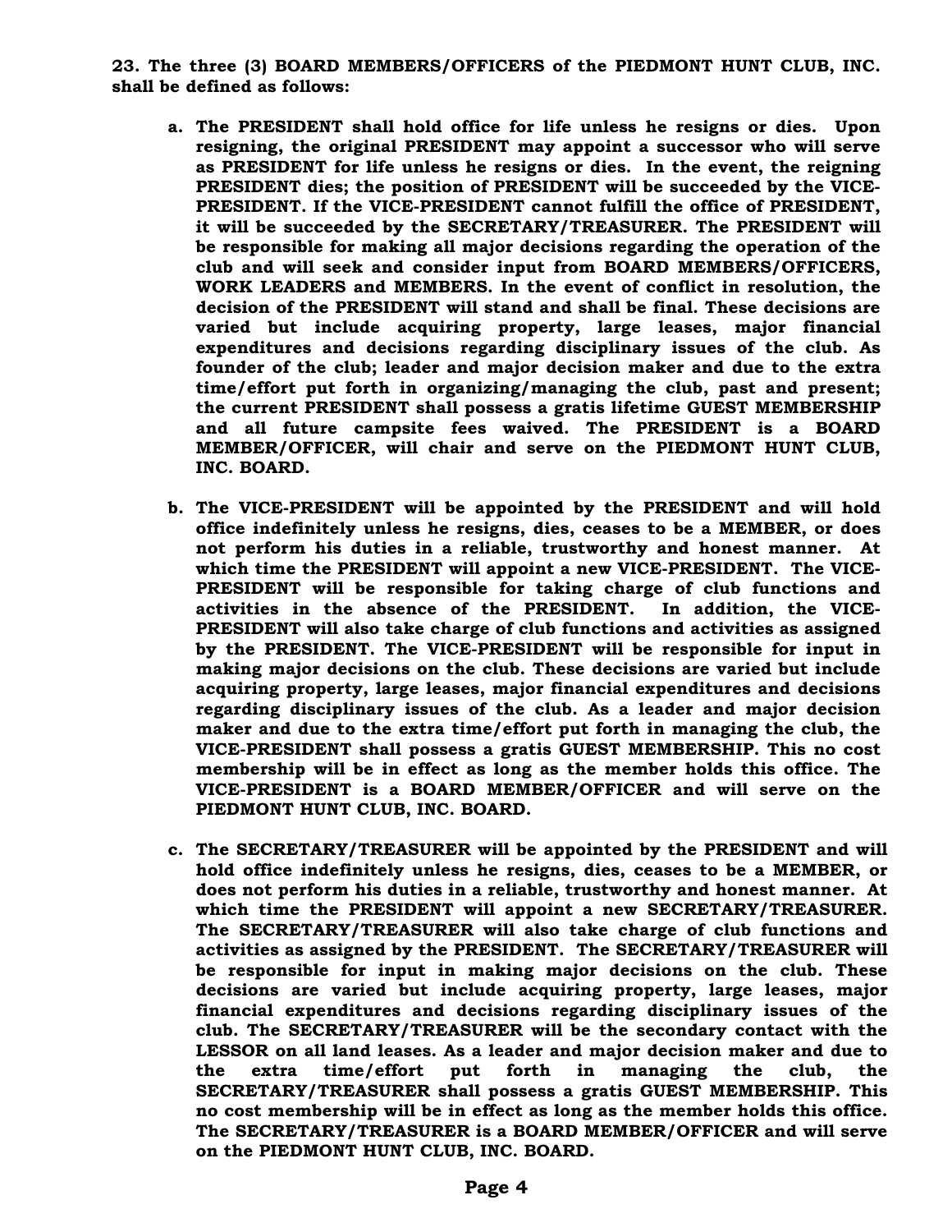**23. The three (3) BOARD MEMBERS/OFFICERS of the PIEDMONT HUNT CLUB, INC. shall be defined as follows:**

a. **The PRESIDENT shall hold office for life unless he resigns or dies. Upon resigning, the original PRESIDENT may appoint a successor who will serve as PRESIDENT for life unless he resigns or dies. In the event, the reigning PRESIDENT dies; the position of PRESIDENT will be succeeded by the VICE-PRESIDENT. If the VICE-PRESIDENT cannot fulfill the office of PRESIDENT, it will be succeeded by the SECRETARY/TREASURER. The PRESIDENT will be responsible for making all major decisions regarding the operation of the club and will seek and consider input from BOARD MEMBERS/OFFICERS, WORK LEADERS and MEMBERS. In the event of conflict in resolution, the decision of the PRESIDENT will stand and shall be final. These decisions are varied but include acquiring property, large leases, major financial expenditures and decisions regarding disciplinary issues of the club. As founder of the club; leader and major decision maker and due to the extra time/effort put forth in organizing/managing the club, past and present; the current PRESIDENT shall possess a gratis lifetime GUEST MEMBERSHIP and all future campsite fees waived. The PRESIDENT is a BOARD MEMBER/OFFICER, will chair and serve on the PIEDMONT HUNT CLUB, INC. BOARD.**

b. **The VICE-PRESIDENT will be appointed by the PRESIDENT and will hold office indefinitely unless he resigns, dies, ceases to be a MEMBER, or does not perform his duties in a reliable, trustworthy and honest manner. At which time the PRESIDENT will appoint a new VICE-PRESIDENT. The VICE-PRESIDENT will be responsible for taking charge of club functions and activities in the absence of the PRESIDENT. In addition, the VICE-PRESIDENT will also take charge of club functions and activities as assigned by the PRESIDENT. The VICE-PRESIDENT will be responsible for input in making major decisions on the club. These decisions are varied but include acquiring property, large leases, major financial expenditures and decisions regarding disciplinary issues of the club. As a leader and major decision maker and due to the extra time/effort put forth in managing the club, the VICE-PRESIDENT shall possess a gratis GUEST MEMBERSHIP. This no cost membership will be in effect as long as the member holds this office. The VICE-PRESIDENT is a BOARD MEMBER/OFFICER and will serve on the PIEDMONT HUNT CLUB, INC. BOARD.**

c. **The SECRETARY/TREASURER will be appointed by the PRESIDENT and will hold office indefinitely unless he resigns, dies, ceases to be a MEMBER, or does not perform his duties in a reliable, trustworthy and honest manner. At which time the PRESIDENT will appoint a new SECRETARY/TREASURER. The SECRETARY/TREASURER will also take charge of club functions and activities as assigned by the PRESIDENT. The SECRETARY/TREASURER will be responsible for input in making major decisions on the club. These decisions are varied but include acquiring property, large leases, major financial expenditures and decisions regarding disciplinary issues of the club. The SECRETARY/TREASURER will be the secondary contact with the LESSOR on all land leases. As a leader and major decision maker and due to the extra time/effort put forth in managing the club, the SECRETARY/TREASURER shall possess a gratis GUEST MEMBERSHIP. This no cost membership will be in effect as long as the member holds this office. The SECRETARY/TREASURER is a BOARD MEMBER/OFFICER and will serve on the PIEDMONT HUNT CLUB, INC. BOARD.**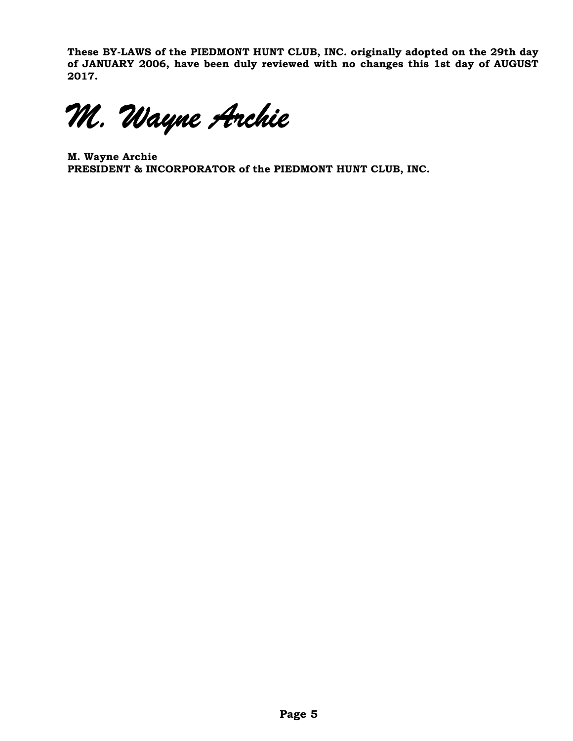**These BY-LAWS of the PIEDMONT HUNT CLUB, INC. originally adopted on the 29th day of JANUARY 2006, have been duly reviewed with no changes this 1st day of AUGUST 2017.**

*M. Wayne Archie*

**M. Wayne Archie**
**PRESIDENT & INCORPORATOR of the PIEDMONT HUNT CLUB, INC.**